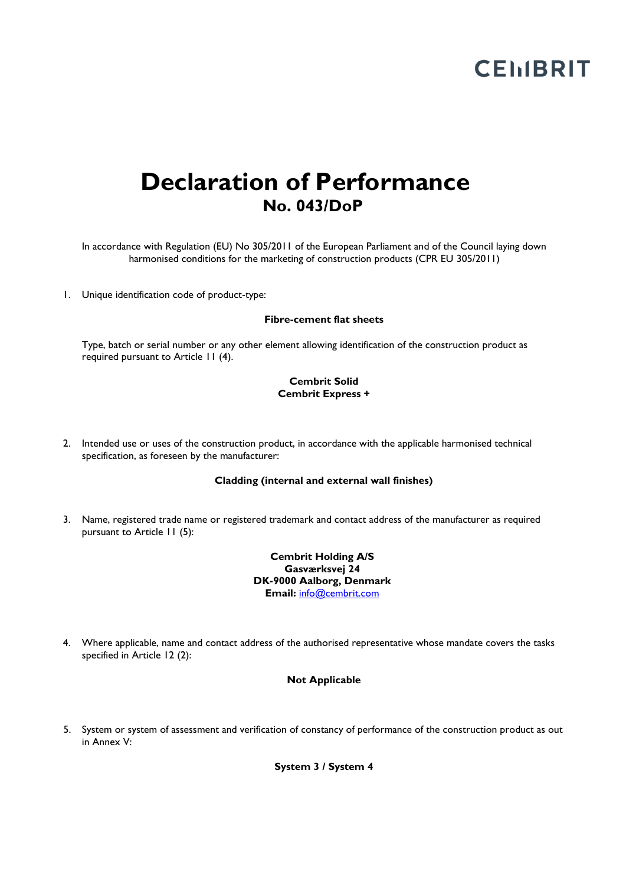CEMBRIT

# Declaration of Performance

## No. 043/DoP

In accordance with Regulation (EU) No 305/2011 of the European Parliament and of the Council laying down harmonised conditions for the marketing of construction products (CPR EU 305/2011)

1. Unique identification code of product-type:

   **Fibre-cement flat sheets**

   Type, batch or serial number or any other element allowing identification of the construction product as required pursuant to Article 11 (4).

   **Cembrit Solid**
   **Cembrit Express +**

2. Intended use or uses of the construction product, in accordance with the applicable harmonised technical specification, as foreseen by the manufacturer:

   **Cladding (internal and external wall finishes)**

3. Name, registered trade name or registered trademark and contact address of the manufacturer as required pursuant to Article 11 (5):

   **Cembrit Holding A/S**
   **Gasværksvej 24**
   **DK-9000 Aalborg, Denmark**
   **Email:** info@cembrit.com

4. Where applicable, name and contact address of the authorised representative whose mandate covers the tasks specified in Article 12 (2):

   **Not Applicable**

5. System or system of assessment and verification of constancy of performance of the construction product as out in Annex V:

   **System 3 / System 4**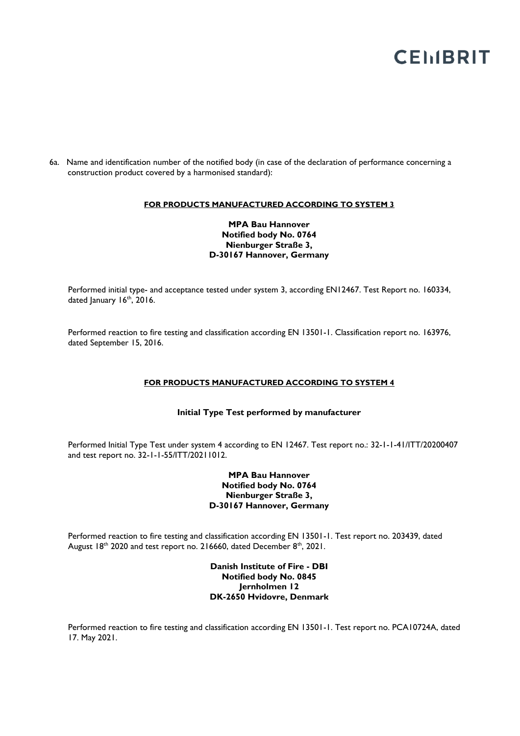6a. Name and identification number of the notified body (in case of the declaration of performance concerning a construction product covered by a harmonised standard):

**FOR PRODUCTS MANUFACTURED ACCORDING TO SYSTEM 3**

**MPA Bau Hannover**
**Notified body No. 0764**
**Nienburger Straße 3,**
**D-30167 Hannover, Germany**

Performed initial type- and acceptance tested under system 3, according EN12467. Test Report no. 160334, dated January 16th, 2016.

Performed reaction to fire testing and classification according EN 13501-1. Classification report no. 163976, dated September 15, 2016.

**FOR PRODUCTS MANUFACTURED ACCORDING TO SYSTEM 4**

**Initial Type Test performed by manufacturer**

Performed Initial Type Test under system 4 according to EN 12467. Test report no.: 32-1-1-41/ITT/20200407 and test report no. 32-1-1-55/ITT/20211012.

**MPA Bau Hannover**
**Notified body No. 0764**
**Nienburger Straße 3,**
**D-30167 Hannover, Germany**

Performed reaction to fire testing and classification according EN 13501-1. Test report no. 203439, dated August 18th 2020 and test report no. 216660, dated December 8th, 2021.

**Danish Institute of Fire - DBI**
**Notified body No. 0845**
**Jernholmen 12**
**DK-2650 Hvidovre, Denmark**

Performed reaction to fire testing and classification according EN 13501-1. Test report no. PCA10724A, dated 17. May 2021.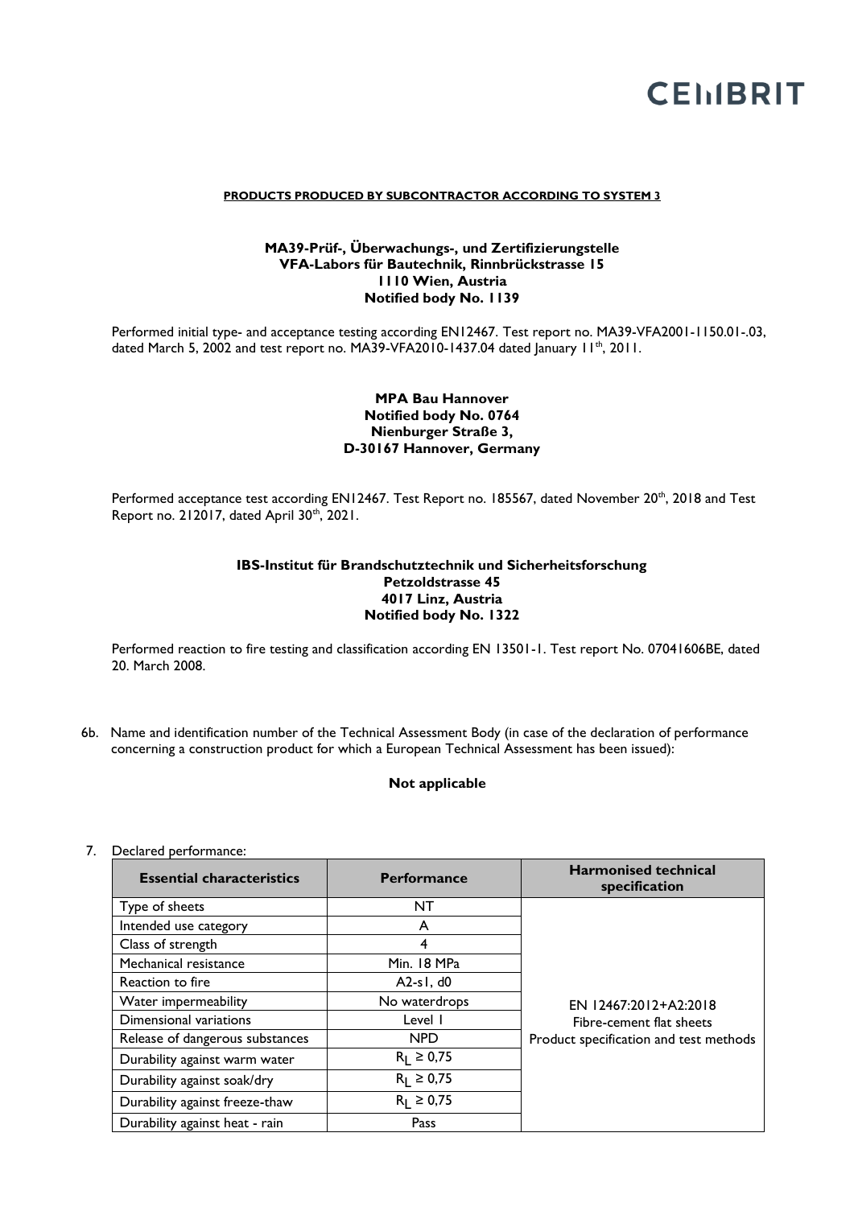**PRODUCTS PRODUCED BY SUBCONTRACTOR ACCORDING TO SYSTEM 3**

**MA39-Prüf-, Überwachungs-, und Zertifizierungstelle**
**VFA-Labors für Bautechnik, Rinnbrückstrasse 15**
**1110 Wien, Austria**
**Notified body No. 1139**

Performed initial type- and acceptance testing according EN12467. Test report no. MA39-VFA2001-1150.01-.03, dated March 5, 2002 and test report no. MA39-VFA2010-1437.04 dated January 11th, 2011.

**MPA Bau Hannover**
**Notified body No. 0764**
**Nienburger Straße 3,**
**D-30167 Hannover, Germany**

Performed acceptance test according EN12467. Test Report no. 185567, dated November 20th, 2018 and Test Report no. 212017, dated April 30th, 2021.

**IBS-Institut für Brandschutztechnik und Sicherheitsforschung**
**Petzoldstrasse 45**
**4017 Linz, Austria**
**Notified body No. 1322**

Performed reaction to fire testing and classification according EN 13501-1. Test report No. 07041606BE, dated 20. March 2008.

6b. Name and identification number of the Technical Assessment Body (in case of the declaration of performance concerning a construction product for which a European Technical Assessment has been issued):

**Not applicable**

7. Declared performance:

| Essential characteristics | Performance | Harmonised technical specification |
|---|---|---|
| Type of sheets | NT | EN 12467:2012+A2:2018 Fibre-cement flat sheets Product specification and test methods |
| Intended use category | A | |
| Class of strength | 4 | |
| Mechanical resistance | Min. 18 MPa | |
| Reaction to fire | A2-s1, d0 | |
| Water impermeability | No waterdrops | |
| Dimensional variations | Level 1 | |
| Release of dangerous substances | NPD | |
| Durability against warm water | $R_L \geq 0,75$ | |
| Durability against soak/dry | $R_L \geq 0,75$ | |
| Durability against freeze-thaw | $R_L \geq 0,75$ | |
| Durability against heat - rain | Pass | |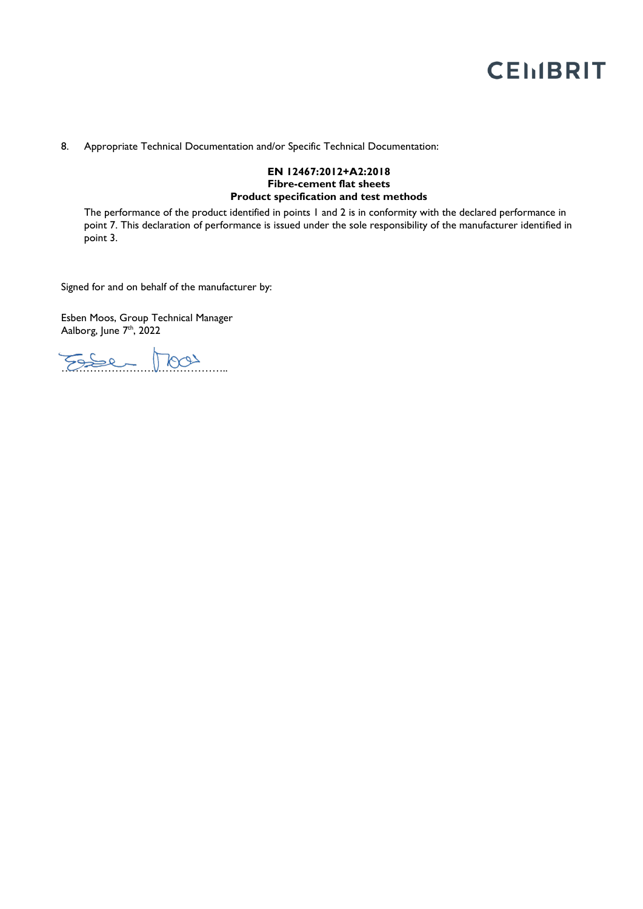8. Appropriate Technical Documentation and/or Specific Technical Documentation:

**EN 12467:2012+A2:2018**
**Fibre-cement flat sheets**
**Product specification and test methods**

The performance of the product identified in points 1 and 2 is in conformity with the declared performance in point 7. This declaration of performance is issued under the sole responsibility of the manufacturer identified in point 3.

Signed for and on behalf of the manufacturer by:

Esben Moos, Group Technical Manager
Aalborg, June 7th, 2022

…………………………………………..